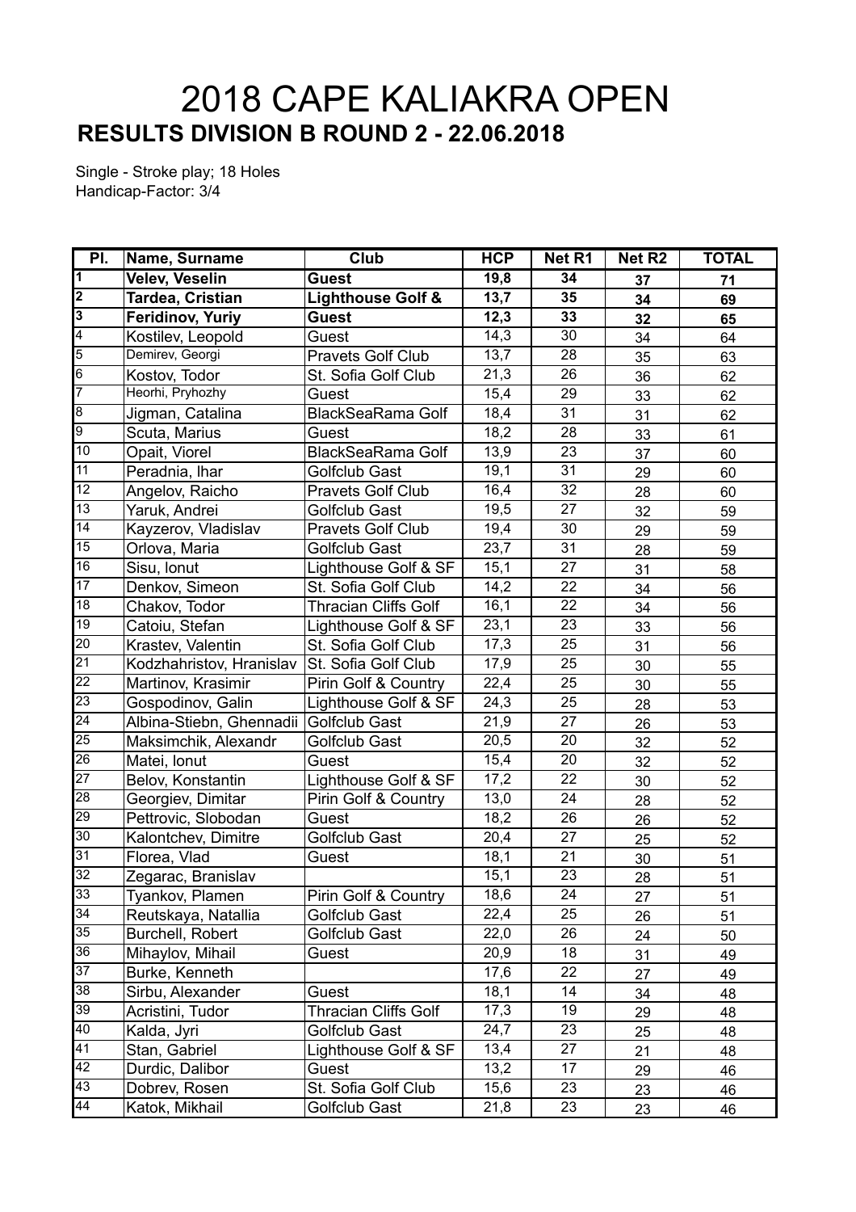# 2018 CAPE KALIAKRA OPEN

## RESULTS DIVISION B ROUND 2 - 22.06.2018

Single - Stroke play; 18 Holes
Handicap-Factor: 3/4

| Pl. | Name, Surname | Club | HCP | Net R1 | Net R2 | TOTAL |
|---|---|---|---|---|---|---|
| **1** | **Velev, Veselin** | **Guest** | **19,8** | **34** | **37** | **71** |
| **2** | **Tardea, Cristian** | **Lighthouse Golf &** | **13,7** | **35** | **34** | **69** |
| **3** | **Feridinov, Yuriy** | **Guest** | **12,3** | **33** | **32** | **65** |
| 4 | Kostilev, Leopold | Guest | 14,3 | 30 | 34 | 64 |
| 5 | Demirev, Georgi | Pravets Golf Club | 13,7 | 28 | 35 | 63 |
| 6 | Kostov, Todor | St. Sofia Golf Club | 21,3 | 26 | 36 | 62 |
| 7 | Heorhi, Pryhozhy | Guest | 15,4 | 29 | 33 | 62 |
| 8 | Jigman, Catalina | BlackSeaRama Golf | 18,4 | 31 | 31 | 62 |
| 9 | Scuta, Marius | Guest | 18,2 | 28 | 33 | 61 |
| 10 | Opait, Viorel | BlackSeaRama Golf | 13,9 | 23 | 37 | 60 |
| 11 | Peradnia, Ihar | Golfclub Gast | 19,1 | 31 | 29 | 60 |
| 12 | Angelov, Raicho | Pravets Golf Club | 16,4 | 32 | 28 | 60 |
| 13 | Yaruk, Andrei | Golfclub Gast | 19,5 | 27 | 32 | 59 |
| 14 | Kayzerov, Vladislav | Pravets Golf Club | 19,4 | 30 | 29 | 59 |
| 15 | Orlova, Maria | Golfclub Gast | 23,7 | 31 | 28 | 59 |
| 16 | Sisu, Ionut | Lighthouse Golf & SF | 15,1 | 27 | 31 | 58 |
| 17 | Denkov, Simeon | St. Sofia Golf Club | 14,2 | 22 | 34 | 56 |
| 18 | Chakov, Todor | Thracian Cliffs Golf | 16,1 | 22 | 34 | 56 |
| 19 | Catoiu, Stefan | Lighthouse Golf & SF | 23,1 | 23 | 33 | 56 |
| 20 | Krastev, Valentin | St. Sofia Golf Club | 17,3 | 25 | 31 | 56 |
| 21 | Kodzhahristov, Hranislav | St. Sofia Golf Club | 17,9 | 25 | 30 | 55 |
| 22 | Martinov, Krasimir | Pirin Golf & Country | 22,4 | 25 | 30 | 55 |
| 23 | Gospodinov, Galin | Lighthouse Golf & SF | 24,3 | 25 | 28 | 53 |
| 24 | Albina-Stiebn, Ghennadii | Golfclub Gast | 21,9 | 27 | 26 | 53 |
| 25 | Maksimchik, Alexandr | Golfclub Gast | 20,5 | 20 | 32 | 52 |
| 26 | Matei, Ionut | Guest | 15,4 | 20 | 32 | 52 |
| 27 | Belov, Konstantin | Lighthouse Golf & SF | 17,2 | 22 | 30 | 52 |
| 28 | Georgiev, Dimitar | Pirin Golf & Country | 13,0 | 24 | 28 | 52 |
| 29 | Pettrovic, Slobodan | Guest | 18,2 | 26 | 26 | 52 |
| 30 | Kalontchev, Dimitre | Golfclub Gast | 20,4 | 27 | 25 | 52 |
| 31 | Florea, Vlad | Guest | 18,1 | 21 | 30 | 51 |
| 32 | Zegarac, Branislav | | 15,1 | 23 | 28 | 51 |
| 33 | Tyankov, Plamen | Pirin Golf & Country | 18,6 | 24 | 27 | 51 |
| 34 | Reutskaya, Natallia | Golfclub Gast | 22,4 | 25 | 26 | 51 |
| 35 | Burchell, Robert | Golfclub Gast | 22,0 | 26 | 24 | 50 |
| 36 | Mihaylov, Mihail | Guest | 20,9 | 18 | 31 | 49 |
| 37 | Burke, Kenneth | | 17,6 | 22 | 27 | 49 |
| 38 | Sirbu, Alexander | Guest | 18,1 | 14 | 34 | 48 |
| 39 | Acristini, Tudor | Thracian Cliffs Golf | 17,3 | 19 | 29 | 48 |
| 40 | Kalda, Jyri | Golfclub Gast | 24,7 | 23 | 25 | 48 |
| 41 | Stan, Gabriel | Lighthouse Golf & SF | 13,4 | 27 | 21 | 48 |
| 42 | Durdic, Dalibor | Guest | 13,2 | 17 | 29 | 46 |
| 43 | Dobrev, Rosen | St. Sofia Golf Club | 15,6 | 23 | 23 | 46 |
| 44 | Katok, Mikhail | Golfclub Gast | 21,8 | 23 | 23 | 46 |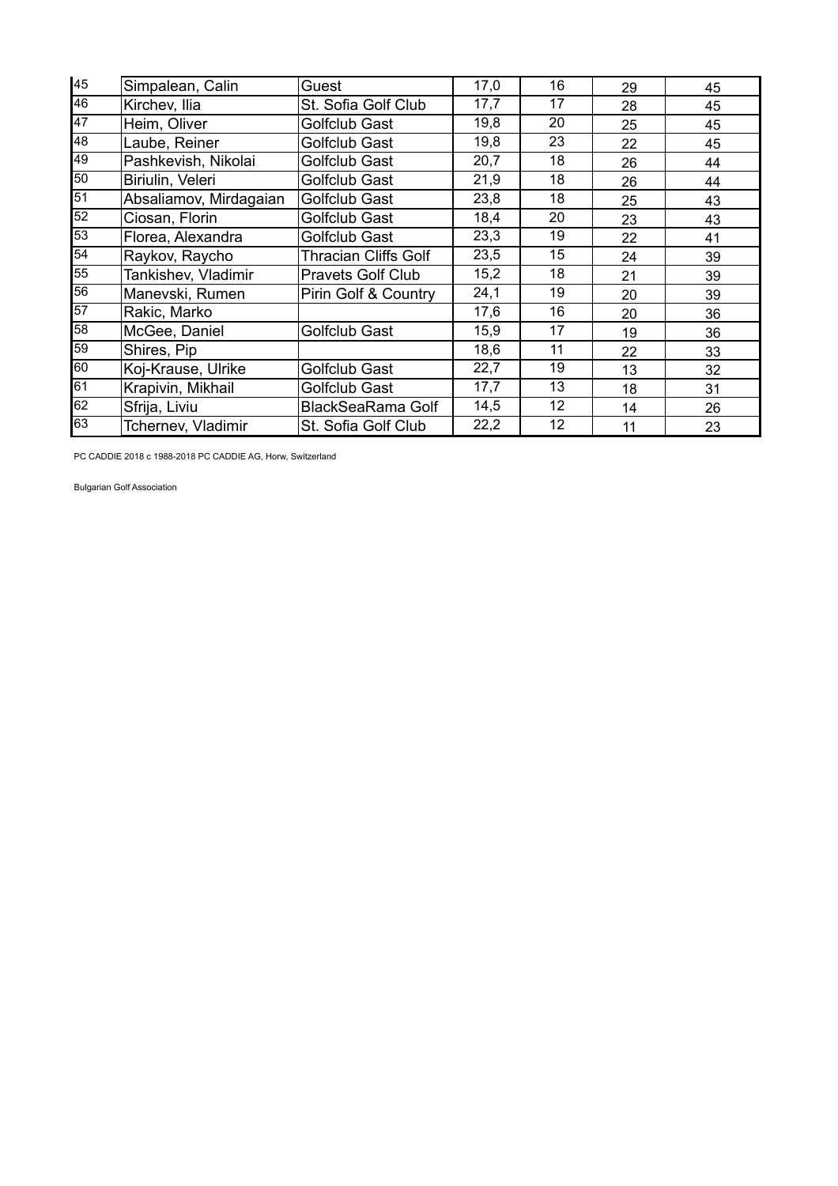| | | | | | | |
|---|---|---|---|---|---|---|
| 45 | Simpalean, Calin | Guest | 17,0 | 16 | 29 | 45 |
| 46 | Kirchev, Ilia | St. Sofia Golf Club | 17,7 | 17 | 28 | 45 |
| 47 | Heim, Oliver | Golfclub Gast | 19,8 | 20 | 25 | 45 |
| 48 | Laube, Reiner | Golfclub Gast | 19,8 | 23 | 22 | 45 |
| 49 | Pashkevish, Nikolai | Golfclub Gast | 20,7 | 18 | 26 | 44 |
| 50 | Biriulin, Veleri | Golfclub Gast | 21,9 | 18 | 26 | 44 |
| 51 | Absaliamov, Mirdagaian | Golfclub Gast | 23,8 | 18 | 25 | 43 |
| 52 | Ciosan, Florin | Golfclub Gast | 18,4 | 20 | 23 | 43 |
| 53 | Florea, Alexandra | Golfclub Gast | 23,3 | 19 | 22 | 41 |
| 54 | Raykov, Raycho | Thracian Cliffs Golf | 23,5 | 15 | 24 | 39 |
| 55 | Tankishev, Vladimir | Pravets Golf Club | 15,2 | 18 | 21 | 39 |
| 56 | Manevski, Rumen | Pirin Golf & Country | 24,1 | 19 | 20 | 39 |
| 57 | Rakic, Marko | | 17,6 | 16 | 20 | 36 |
| 58 | McGee, Daniel | Golfclub Gast | 15,9 | 17 | 19 | 36 |
| 59 | Shires, Pip | | 18,6 | 11 | 22 | 33 |
| 60 | Koj-Krause, Ulrike | Golfclub Gast | 22,7 | 19 | 13 | 32 |
| 61 | Krapivin, Mikhail | Golfclub Gast | 17,7 | 13 | 18 | 31 |
| 62 | Sfrija, Liviu | BlackSeaRama Golf | 14,5 | 12 | 14 | 26 |
| 63 | Tchernev, Vladimir | St. Sofia Golf Club | 22,2 | 12 | 11 | 23 |

PC CADDIE 2018 c 1988-2018 PC CADDIE AG, Horw, Switzerland

Bulgarian Golf Association